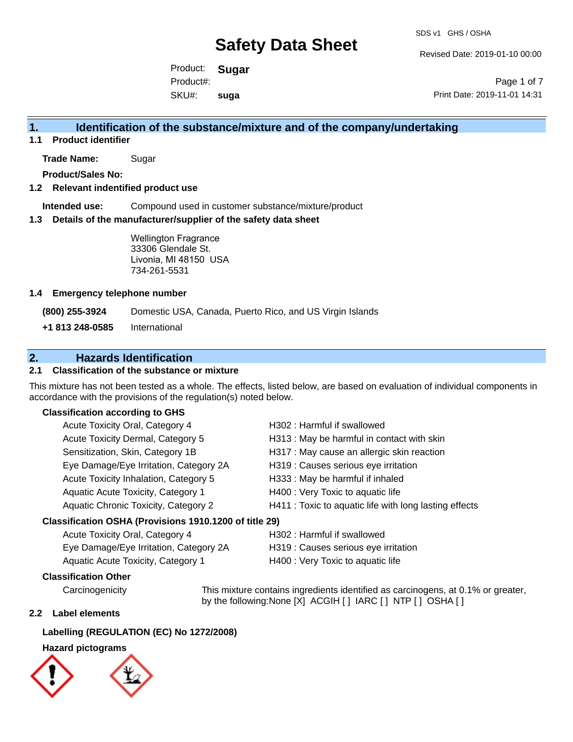# Safety Data Sheet

SDS v1 GHS / OSHA

Revised Date: 2019-01-10 00:00

Product: **Sugar**
Product#:
SKU#: **suga**

Print Date: 2019-11-01 14:31

## 1. Identification of the substance/mixture and of the company/undertaking

### 1.1 Product identifier

**Trade Name:** Sugar

**Product/Sales No:**

### 1.2 Relevant indentified product use

**Intended use:** Compound used in customer substance/mixture/product

### 1.3 Details of the manufacturer/supplier of the safety data sheet

Wellington Fragrance
33306 Glendale St.
Livonia, MI 48150 USA
734-261-5531

### 1.4 Emergency telephone number

| | |
|---|---|
| **(800) 255-3924** | Domestic USA, Canada, Puerto Rico, and US Virgin Islands |
| **+1 813 248-0585** | International |

## 2. Hazards Identification

### 2.1 Classification of the substance or mixture

This mixture has not been tested as a whole. The effects, listed below, are based on evaluation of individual components in accordance with the provisions of the regulation(s) noted below.

**Classification according to GHS**

| | |
|---|---|
| Acute Toxicity Oral, Category 4 | H302 : Harmful if swallowed |
| Acute Toxicity Dermal, Category 5 | H313 : May be harmful in contact with skin |
| Sensitization, Skin, Category 1B | H317 : May cause an allergic skin reaction |
| Eye Damage/Eye Irritation, Category 2A | H319 : Causes serious eye irritation |
| Acute Toxicity Inhalation, Category 5 | H333 : May be harmful if inhaled |
| Aquatic Acute Toxicity, Category 1 | H400 : Very Toxic to aquatic life |
| Aquatic Chronic Toxicity, Category 2 | H411 : Toxic to aquatic life with long lasting effects |

**Classification OSHA (Provisions 1910.1200 of title 29)**

| | |
|---|---|
| Acute Toxicity Oral, Category 4 | H302 : Harmful if swallowed |
| Eye Damage/Eye Irritation, Category 2A | H319 : Causes serious eye irritation |
| Aquatic Acute Toxicity, Category 1 | H400 : Very Toxic to aquatic life |

**Classification Other**

Carcinogenicity: This mixture contains ingredients identified as carcinogens, at 0.1% or greater, by the following:None [X] ACGIH [ ] IARC [ ] NTP [ ] OSHA [ ]

### 2.2 Label elements

**Labelling (REGULATION (EC) No 1272/2008)**

**Hazard pictograms**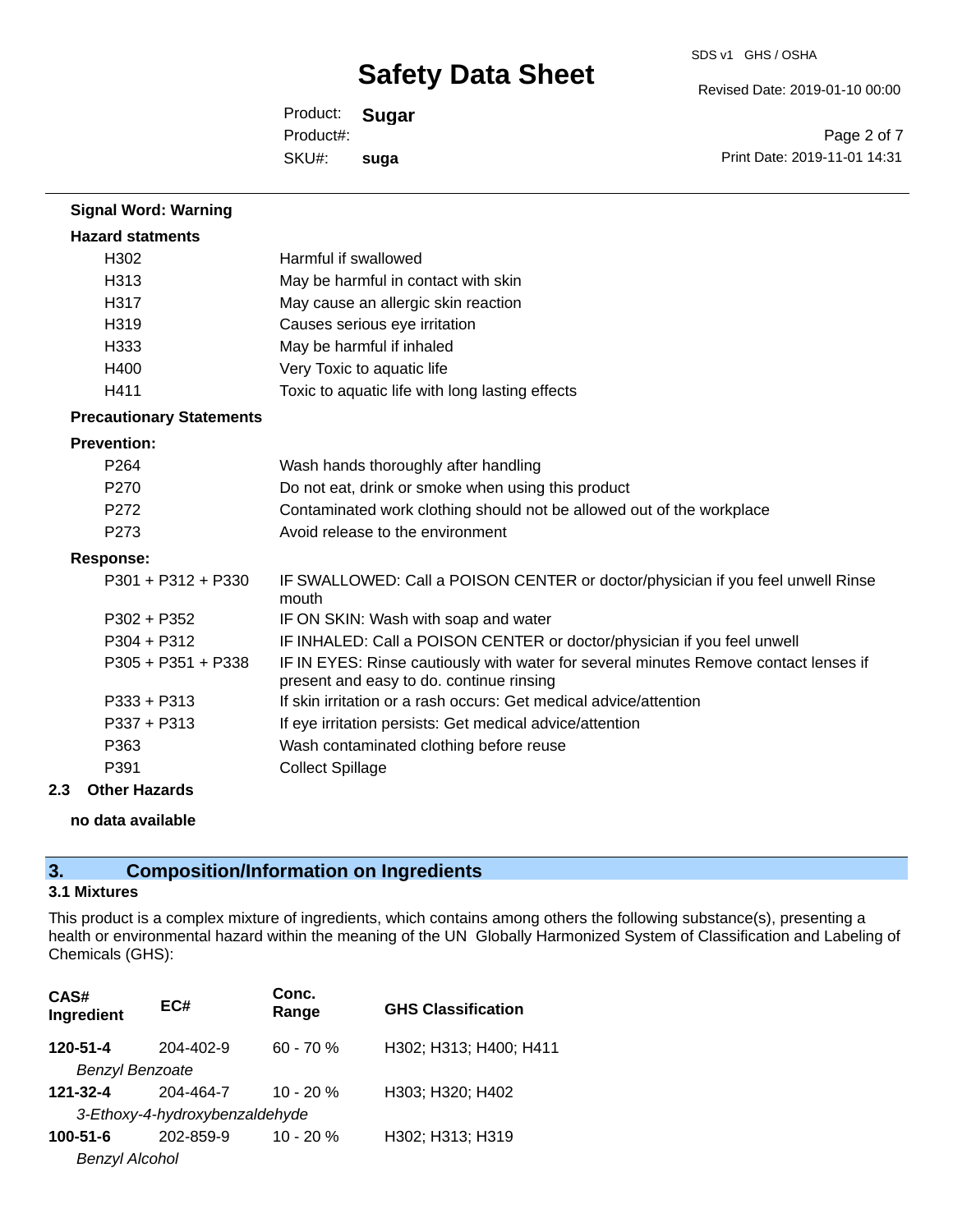**Signal Word: Warning**

**Hazard statments**

| | |
|---|---|
| H302 | Harmful if swallowed |
| H313 | May be harmful in contact with skin |
| H317 | May cause an allergic skin reaction |
| H319 | Causes serious eye irritation |
| H333 | May be harmful if inhaled |
| H400 | Very Toxic to aquatic life |
| H411 | Toxic to aquatic life with long lasting effects |

**Precautionary Statements**

**Prevention:**

| | |
|---|---|
| P264 | Wash hands thoroughly after handling |
| P270 | Do not eat, drink or smoke when using this product |
| P272 | Contaminated work clothing should not be allowed out of the workplace |
| P273 | Avoid release to the environment |

**Response:**

| | |
|---|---|
| P301 + P312 + P330 | IF SWALLOWED: Call a POISON CENTER or doctor/physician if you feel unwell Rinse mouth |
| P302 + P352 | IF ON SKIN: Wash with soap and water |
| P304 + P312 | IF INHALED: Call a POISON CENTER or doctor/physician if you feel unwell |
| P305 + P351 + P338 | IF IN EYES: Rinse cautiously with water for several minutes Remove contact lenses if present and easy to do. continue rinsing |
| P333 + P313 | If skin irritation or a rash occurs: Get medical advice/attention |
| P337 + P313 | If eye irritation persists: Get medical advice/attention |
| P363 | Wash contaminated clothing before reuse |
| P391 | Collect Spillage |

**2.3 Other Hazards**

**no data available**

## 3. Composition/Information on Ingredients

**3.1 Mixtures**

This product is a complex mixture of ingredients, which contains among others the following substance(s), presenting a health or environmental hazard within the meaning of the UN Globally Harmonized System of Classification and Labeling of Chemicals (GHS):

| CAS# Ingredient | EC# | Conc. Range | GHS Classification |
|---|---|---|---|
| **120-51-4** *Benzyl Benzoate* | 204-402-9 | 60 - 70 % | H302; H313; H400; H411 |
| **121-32-4** *3-Ethoxy-4-hydroxybenzaldehyde* | 204-464-7 | 10 - 20 % | H303; H320; H402 |
| **100-51-6** *Benzyl Alcohol* | 202-859-9 | 10 - 20 % | H302; H313; H319 |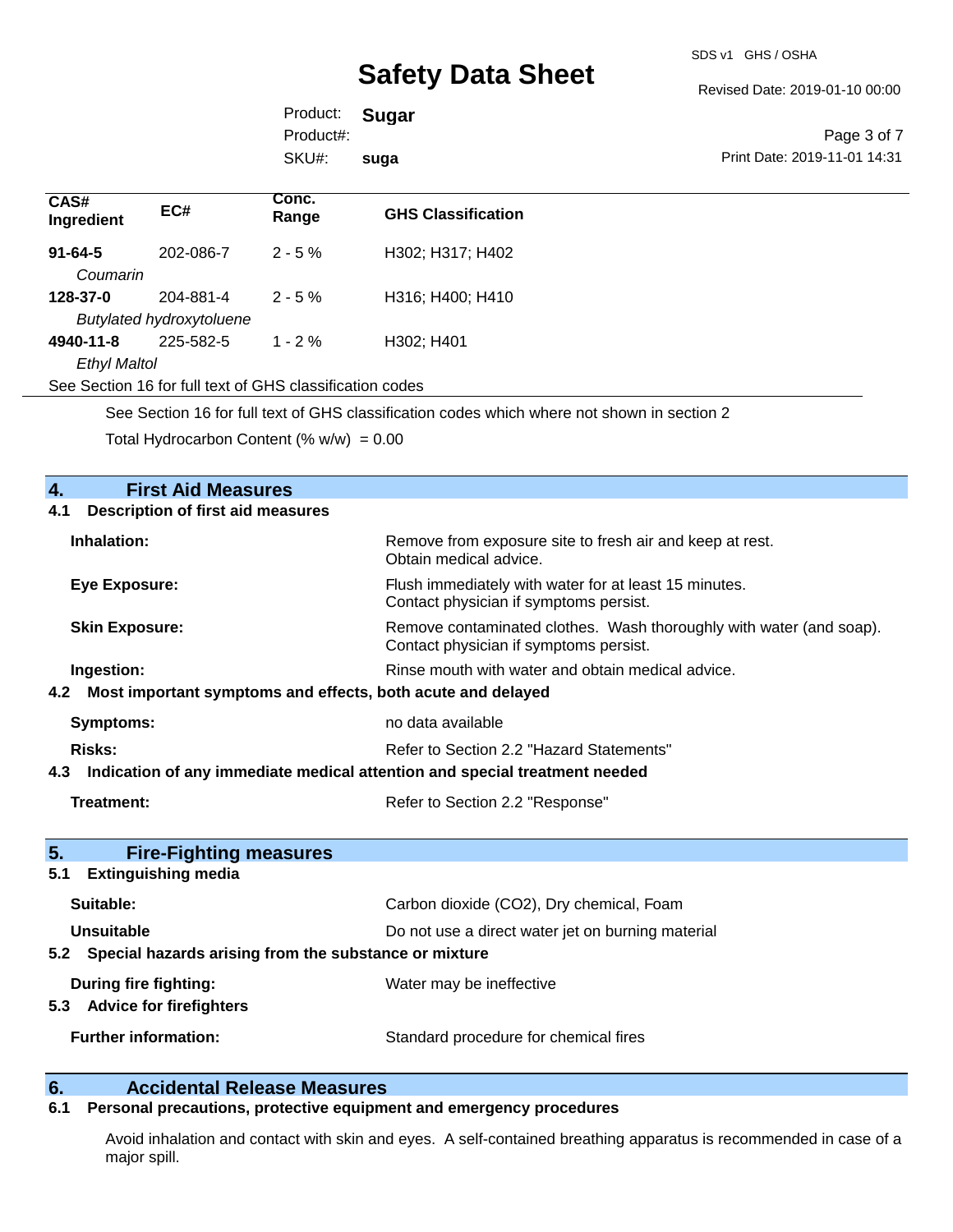| CAS# Ingredient | EC# | Conc. Range | GHS Classification |
|---|---|---|---|
| **91-64-5** *Coumarin* | 202-086-7 | 2 - 5 % | H302; H317; H402 |
| **128-37-0** *Butylated hydroxytoluene* | 204-881-4 | 2 - 5 % | H316; H400; H410 |
| **4940-11-8** *Ethyl Maltol* | 225-582-5 | 1 - 2 % | H302; H401 |

See Section 16 for full text of GHS classification codes

See Section 16 for full text of GHS classification codes which where not shown in section 2

Total Hydrocarbon Content (% w/w) = 0.00

## 4. First Aid Measures

### 4.1 Description of first aid measures

**Inhalation:** Remove from exposure site to fresh air and keep at rest. Obtain medical advice.

**Eye Exposure:** Flush immediately with water for at least 15 minutes. Contact physician if symptoms persist.

**Skin Exposure:** Remove contaminated clothes. Wash thoroughly with water (and soap). Contact physician if symptoms persist.

**Ingestion:** Rinse mouth with water and obtain medical advice.

### 4.2 Most important symptoms and effects, both acute and delayed

**Symptoms:** no data available

**Risks:** Refer to Section 2.2 "Hazard Statements"

### 4.3 Indication of any immediate medical attention and special treatment needed

**Treatment:** Refer to Section 2.2 "Response"

## 5. Fire-Fighting measures

### 5.1 Extinguishing media

**Suitable:** Carbon dioxide ($CO_2$), Dry chemical, Foam

**Unsuitable** Do not use a direct water jet on burning material

### 5.2 Special hazards arising from the substance or mixture

**During fire fighting:** Water may be ineffective

### 5.3 Advice for firefighters

**Further information:** Standard procedure for chemical fires

## 6. Accidental Release Measures

### 6.1 Personal precautions, protective equipment and emergency procedures

Avoid inhalation and contact with skin and eyes. A self-contained breathing apparatus is recommended in case of a major spill.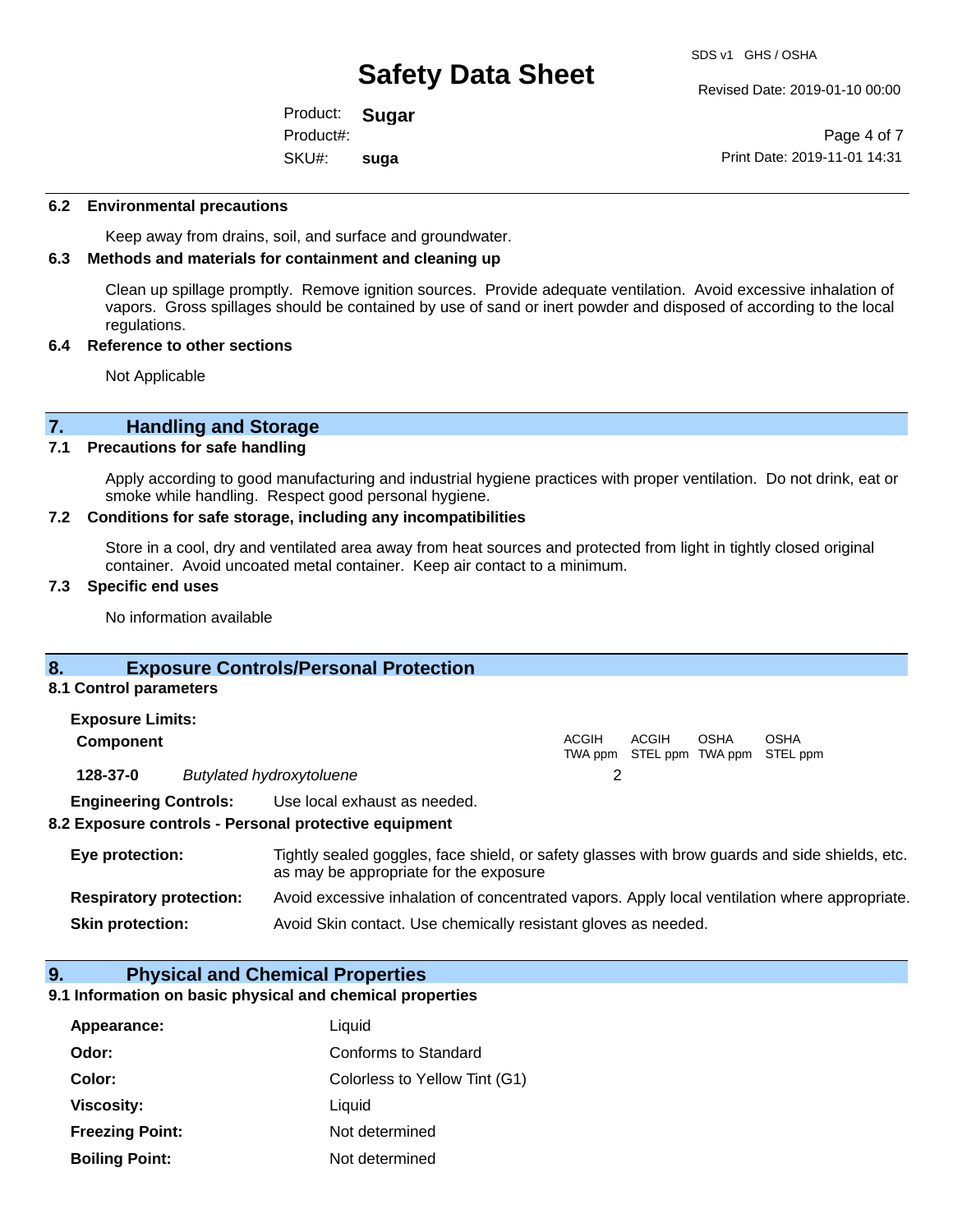### 6.2 Environmental precautions

Keep away from drains, soil, and surface and groundwater.

### 6.3 Methods and materials for containment and cleaning up

Clean up spillage promptly. Remove ignition sources. Provide adequate ventilation. Avoid excessive inhalation of vapors. Gross spillages should be contained by use of sand or inert powder and disposed of according to the local regulations.

### 6.4 Reference to other sections

Not Applicable

## 7. Handling and Storage

### 7.1 Precautions for safe handling

Apply according to good manufacturing and industrial hygiene practices with proper ventilation. Do not drink, eat or smoke while handling. Respect good personal hygiene.

### 7.2 Conditions for safe storage, including any incompatibilities

Store in a cool, dry and ventilated area away from heat sources and protected from light in tightly closed original container. Avoid uncoated metal container. Keep air contact to a minimum.

### 7.3 Specific end uses

No information available

## 8. Exposure Controls/Personal Protection

### 8.1 Control parameters

**Exposure Limits:**

| Component | | ACGIH TWA ppm | ACGIH STEL ppm | OSHA TWA ppm | OSHA STEL ppm |
|---|---|---|---|---|---|
| **128-37-0** | *Butylated hydroxytoluene* | 2 | | | |

**Engineering Controls:** Use local exhaust as needed.

### 8.2 Exposure controls - Personal protective equipment

**Eye protection:** Tightly sealed goggles, face shield, or safety glasses with brow guards and side shields, etc. as may be appropriate for the exposure

**Respiratory protection:** Avoid excessive inhalation of concentrated vapors. Apply local ventilation where appropriate.

**Skin protection:** Avoid Skin contact. Use chemically resistant gloves as needed.

## 9. Physical and Chemical Properties

### 9.1 Information on basic physical and chemical properties

**Appearance:** Liquid

**Odor:** Conforms to Standard

**Color:** Colorless to Yellow Tint (G1)

**Viscosity:** Liquid

**Freezing Point:** Not determined

**Boiling Point:** Not determined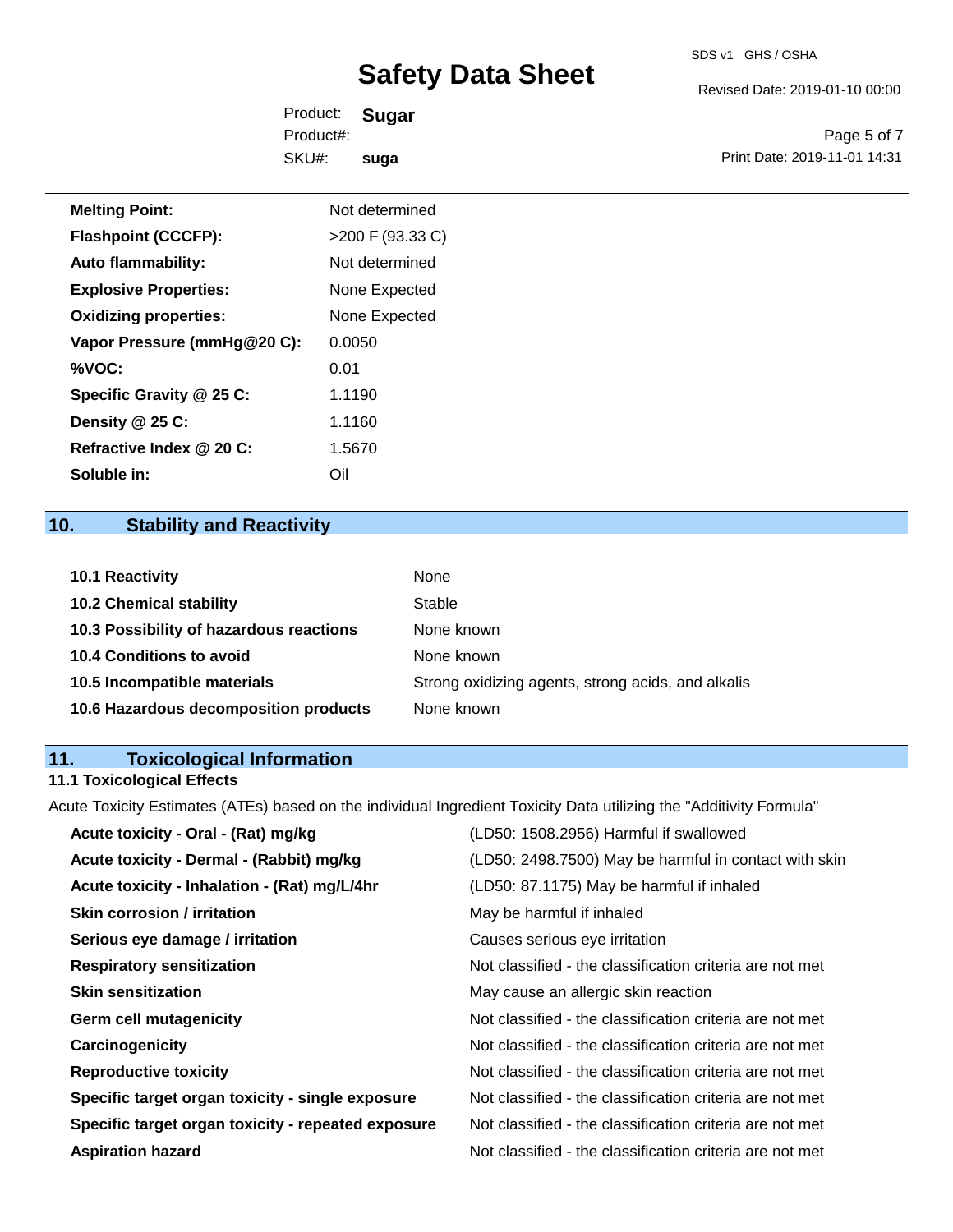| | |
|---|---|
| **Melting Point:** | Not determined |
| **Flashpoint (CCCFP):** | >200 F (93.33 C) |
| **Auto flammability:** | Not determined |
| **Explosive Properties:** | None Expected |
| **Oxidizing properties:** | None Expected |
| **Vapor Pressure (mmHg@20 C):** | 0.0050 |
| **%VOC:** | 0.01 |
| **Specific Gravity @ 25 C:** | 1.1190 |
| **Density @ 25 C:** | 1.1160 |
| **Refractive Index @ 20 C:** | 1.5670 |
| **Soluble in:** | Oil |

## 10. Stability and Reactivity

| | |
|---|---|
| **10.1 Reactivity** | None |
| **10.2 Chemical stability** | Stable |
| **10.3 Possibility of hazardous reactions** | None known |
| **10.4 Conditions to avoid** | None known |
| **10.5 Incompatible materials** | Strong oxidizing agents, strong acids, and alkalis |
| **10.6 Hazardous decomposition products** | None known |

## 11. Toxicological Information

### 11.1 Toxicological Effects

Acute Toxicity Estimates (ATEs) based on the individual Ingredient Toxicity Data utilizing the "Additivity Formula"

| | |
|---|---|
| **Acute toxicity - Oral - (Rat) mg/kg** | (LD50: 1508.2956) Harmful if swallowed |
| **Acute toxicity - Dermal - (Rabbit) mg/kg** | (LD50: 2498.7500) May be harmful in contact with skin |
| **Acute toxicity - Inhalation - (Rat) mg/L/4hr** | (LD50: 87.1175) May be harmful if inhaled |
| **Skin corrosion / irritation** | May be harmful if inhaled |
| **Serious eye damage / irritation** | Causes serious eye irritation |
| **Respiratory sensitization** | Not classified - the classification criteria are not met |
| **Skin sensitization** | May cause an allergic skin reaction |
| **Germ cell mutagenicity** | Not classified - the classification criteria are not met |
| **Carcinogenicity** | Not classified - the classification criteria are not met |
| **Reproductive toxicity** | Not classified - the classification criteria are not met |
| **Specific target organ toxicity - single exposure** | Not classified - the classification criteria are not met |
| **Specific target organ toxicity - repeated exposure** | Not classified - the classification criteria are not met |
| **Aspiration hazard** | Not classified - the classification criteria are not met |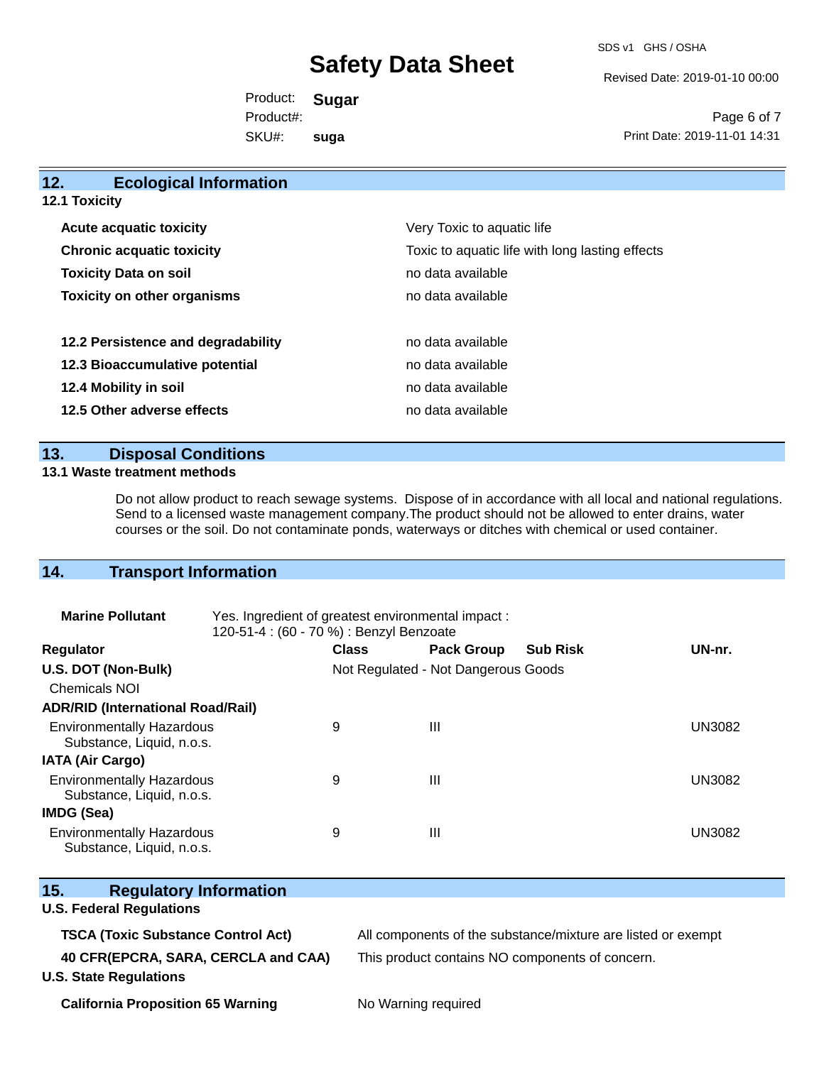## 12. Ecological Information

### 12.1 Toxicity

| | |
|---|---|
| **Acute acquatic toxicity** | Very Toxic to aquatic life |
| **Chronic acquatic toxicity** | Toxic to aquatic life with long lasting effects |
| **Toxicity Data on soil** | no data available |
| **Toxicity on other organisms** | no data available |
| **12.2 Persistence and degradability** | no data available |
| **12.3 Bioaccumulative potential** | no data available |
| **12.4 Mobility in soil** | no data available |
| **12.5 Other adverse effects** | no data available |

## 13. Disposal Conditions

### 13.1 Waste treatment methods

Do not allow product to reach sewage systems. Dispose of in accordance with all local and national regulations. Send to a licensed waste management company.The product should not be allowed to enter drains, water courses or the soil. Do not contaminate ponds, waterways or ditches with chemical or used container.

## 14. Transport Information

**Marine Pollutant** Yes. Ingredient of greatest environmental impact : 120-51-4 : (60 - 70 %) : Benzyl Benzoate

| Regulator | Class | Pack Group | Sub Risk | UN-nr. |
|---|---|---|---|---|
| **U.S. DOT (Non-Bulk)** | Not Regulated - Not Dangerous Goods | | | |
| Chemicals NOI | | | | |
| **ADR/RID (International Road/Rail)** | | | | |
| Environmentally Hazardous Substance, Liquid, n.o.s. | 9 | III | | UN3082 |
| **IATA (Air Cargo)** | | | | |
| Environmentally Hazardous Substance, Liquid, n.o.s. | 9 | III | | UN3082 |
| **IMDG (Sea)** | | | | |
| Environmentally Hazardous Substance, Liquid, n.o.s. | 9 | III | | UN3082 |

## 15. Regulatory Information

**U.S. Federal Regulations**

| | |
|---|---|
| **TSCA (Toxic Substance Control Act)** | All components of the substance/mixture are listed or exempt |
| **40 CFR(EPCRA, SARA, CERCLA and CAA)** | This product contains NO components of concern. |

**U.S. State Regulations**

| | |
|---|---|
| **California Proposition 65 Warning** | No Warning required |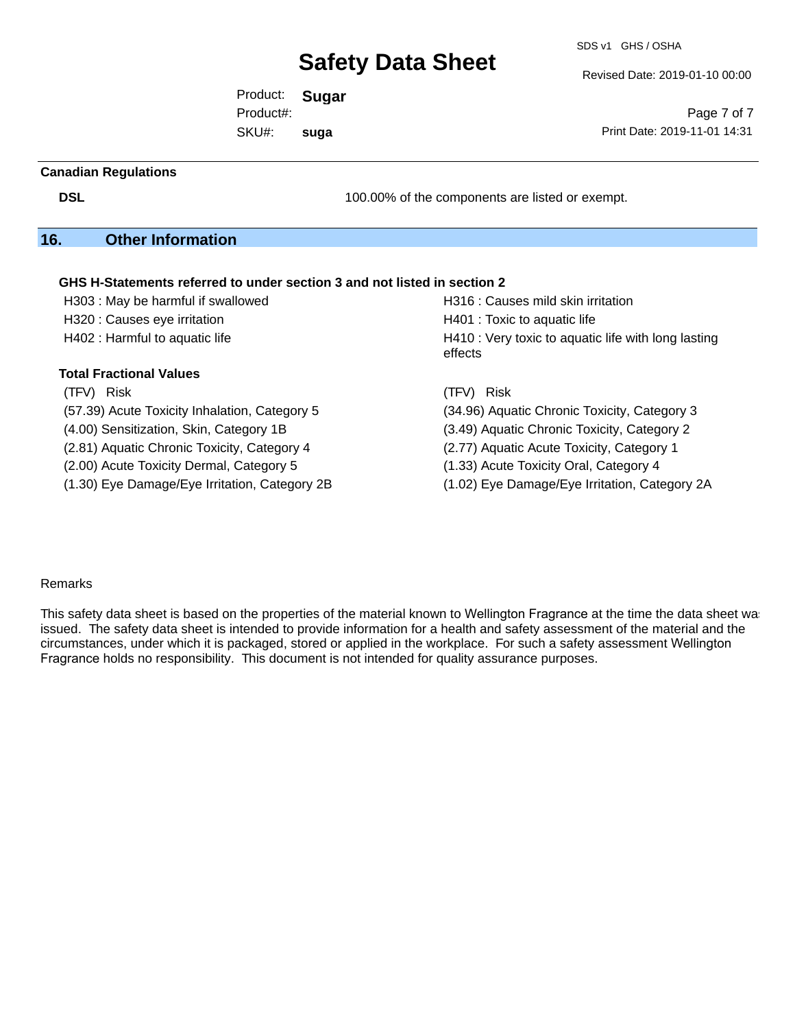**Canadian Regulations**

| | |
|---|---|
| **DSL** | 100.00% of the components are listed or exempt. |

## 16. Other Information

**GHS H-Statements referred to under section 3 and not listed in section 2**

H303 : May be harmful if swallowed

H316 : Causes mild skin irritation

H320 : Causes eye irritation

H401 : Toxic to aquatic life

H402 : Harmful to aquatic life

H410 : Very toxic to aquatic life with long lasting effects

**Total Fractional Values**

| (TFV) Risk | (TFV) Risk |
|---|---|
| (57.39) Acute Toxicity Inhalation, Category 5 | (34.96) Aquatic Chronic Toxicity, Category 3 |
| (4.00) Sensitization, Skin, Category 1B | (3.49) Aquatic Chronic Toxicity, Category 2 |
| (2.81) Aquatic Chronic Toxicity, Category 4 | (2.77) Aquatic Acute Toxicity, Category 1 |
| (2.00) Acute Toxicity Dermal, Category 5 | (1.33) Acute Toxicity Oral, Category 4 |
| (1.30) Eye Damage/Eye Irritation, Category 2B | (1.02) Eye Damage/Eye Irritation, Category 2A |

Remarks

This safety data sheet is based on the properties of the material known to Wellington Fragrance at the time the data sheet was issued. The safety data sheet is intended to provide information for a health and safety assessment of the material and the circumstances, under which it is packaged, stored or applied in the workplace. For such a safety assessment Wellington Fragrance holds no responsibility. This document is not intended for quality assurance purposes.